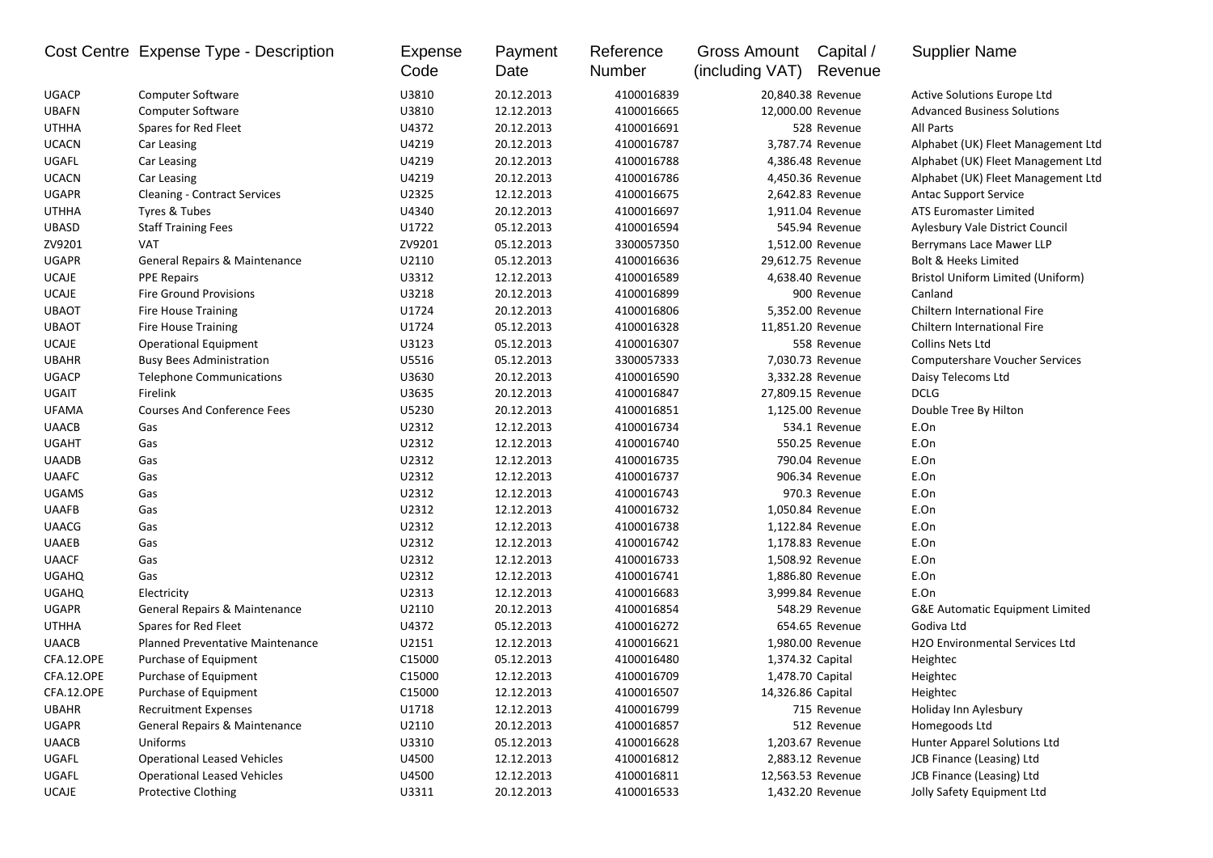| Cost Centre | Expense Type - Description | Expense Code | Payment Date | Reference Number | Gross Amount (including VAT) | Capital / Revenue | Supplier Name |
|---|---|---|---|---|---|---|---|
| UGACP | Computer Software | U3810 | 20.12.2013 | 4100016839 | 20,840.38 | Revenue | Active Solutions Europe Ltd |
| UBAFN | Computer Software | U3810 | 12.12.2013 | 4100016665 | 12,000.00 | Revenue | Advanced Business Solutions |
| UTHHA | Spares for Red Fleet | U4372 | 20.12.2013 | 4100016691 | 528 | Revenue | All Parts |
| UCACN | Car Leasing | U4219 | 20.12.2013 | 4100016787 | 3,787.74 | Revenue | Alphabet (UK) Fleet Management Ltd |
| UGAFL | Car Leasing | U4219 | 20.12.2013 | 4100016788 | 4,386.48 | Revenue | Alphabet (UK) Fleet Management Ltd |
| UCACN | Car Leasing | U4219 | 20.12.2013 | 4100016786 | 4,450.36 | Revenue | Alphabet (UK) Fleet Management Ltd |
| UGAPR | Cleaning - Contract Services | U2325 | 12.12.2013 | 4100016675 | 2,642.83 | Revenue | Antac Support Service |
| UTHHA | Tyres & Tubes | U4340 | 20.12.2013 | 4100016697 | 1,911.04 | Revenue | ATS Euromaster Limited |
| UBASD | Staff Training Fees | U1722 | 05.12.2013 | 4100016594 | 545.94 | Revenue | Aylesbury Vale District Council |
| ZV9201 | VAT | ZV9201 | 05.12.2013 | 3300057350 | 1,512.00 | Revenue | Berrymans Lace Mawer LLP |
| UGAPR | General Repairs & Maintenance | U2110 | 05.12.2013 | 4100016636 | 29,612.75 | Revenue | Bolt & Heeks Limited |
| UCAJE | PPE Repairs | U3312 | 12.12.2013 | 4100016589 | 4,638.40 | Revenue | Bristol Uniform Limited (Uniform) |
| UCAJE | Fire Ground Provisions | U3218 | 20.12.2013 | 4100016899 | 900 | Revenue | Canland |
| UBAOT | Fire House Training | U1724 | 20.12.2013 | 4100016806 | 5,352.00 | Revenue | Chiltern International Fire |
| UBAOT | Fire House Training | U1724 | 05.12.2013 | 4100016328 | 11,851.20 | Revenue | Chiltern International Fire |
| UCAJE | Operational Equipment | U3123 | 05.12.2013 | 4100016307 | 558 | Revenue | Collins Nets Ltd |
| UBAHR | Busy Bees Administration | U5516 | 05.12.2013 | 3300057333 | 7,030.73 | Revenue | Computershare Voucher Services |
| UGACP | Telephone Communications | U3630 | 20.12.2013 | 4100016590 | 3,332.28 | Revenue | Daisy Telecoms Ltd |
| UGAIT | Firelink | U3635 | 20.12.2013 | 4100016847 | 27,809.15 | Revenue | DCLG |
| UFAMA | Courses And Conference Fees | U5230 | 20.12.2013 | 4100016851 | 1,125.00 | Revenue | Double Tree By Hilton |
| UAACB | Gas | U2312 | 12.12.2013 | 4100016734 | 534.1 | Revenue | E.On |
| UGAHT | Gas | U2312 | 12.12.2013 | 4100016740 | 550.25 | Revenue | E.On |
| UAADB | Gas | U2312 | 12.12.2013 | 4100016735 | 790.04 | Revenue | E.On |
| UAAFC | Gas | U2312 | 12.12.2013 | 4100016737 | 906.34 | Revenue | E.On |
| UGAMS | Gas | U2312 | 12.12.2013 | 4100016743 | 970.3 | Revenue | E.On |
| UAAFB | Gas | U2312 | 12.12.2013 | 4100016732 | 1,050.84 | Revenue | E.On |
| UAACG | Gas | U2312 | 12.12.2013 | 4100016738 | 1,122.84 | Revenue | E.On |
| UAAEB | Gas | U2312 | 12.12.2013 | 4100016742 | 1,178.83 | Revenue | E.On |
| UAACF | Gas | U2312 | 12.12.2013 | 4100016733 | 1,508.92 | Revenue | E.On |
| UGAHQ | Gas | U2312 | 12.12.2013 | 4100016741 | 1,886.80 | Revenue | E.On |
| UGAHQ | Electricity | U2313 | 12.12.2013 | 4100016683 | 3,999.84 | Revenue | E.On |
| UGAPR | General Repairs & Maintenance | U2110 | 20.12.2013 | 4100016854 | 548.29 | Revenue | G&E Automatic Equipment Limited |
| UTHHA | Spares for Red Fleet | U4372 | 05.12.2013 | 4100016272 | 654.65 | Revenue | Godiva Ltd |
| UAACB | Planned Preventative Maintenance | U2151 | 12.12.2013 | 4100016621 | 1,980.00 | Revenue | H2O Environmental Services Ltd |
| CFA.12.OPE | Purchase of Equipment | C15000 | 05.12.2013 | 4100016480 | 1,374.32 | Capital | Heightec |
| CFA.12.OPE | Purchase of Equipment | C15000 | 12.12.2013 | 4100016709 | 1,478.70 | Capital | Heightec |
| CFA.12.OPE | Purchase of Equipment | C15000 | 12.12.2013 | 4100016507 | 14,326.86 | Capital | Heightec |
| UBAHR | Recruitment Expenses | U1718 | 12.12.2013 | 4100016799 | 715 | Revenue | Holiday Inn Aylesbury |
| UGAPR | General Repairs & Maintenance | U2110 | 20.12.2013 | 4100016857 | 512 | Revenue | Homegoods Ltd |
| UAACB | Uniforms | U3310 | 05.12.2013 | 4100016628 | 1,203.67 | Revenue | Hunter Apparel Solutions Ltd |
| UGAFL | Operational Leased Vehicles | U4500 | 12.12.2013 | 4100016812 | 2,883.12 | Revenue | JCB Finance (Leasing) Ltd |
| UGAFL | Operational Leased Vehicles | U4500 | 12.12.2013 | 4100016811 | 12,563.53 | Revenue | JCB Finance (Leasing) Ltd |
| UCAJE | Protective Clothing | U3311 | 20.12.2013 | 4100016533 | 1,432.20 | Revenue | Jolly Safety Equipment Ltd |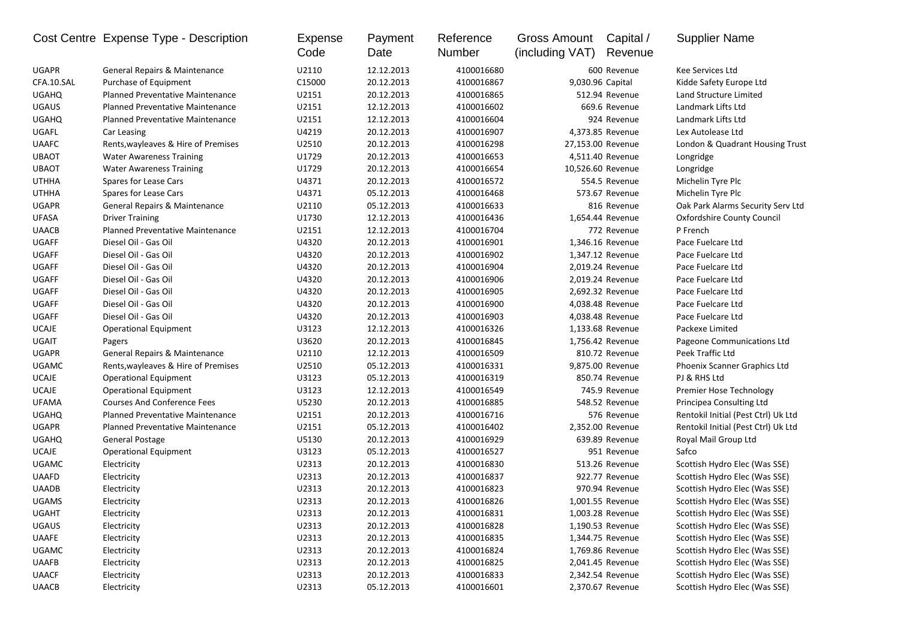| Cost Centre | Expense Type - Description | Expense Code | Payment Date | Reference Number | Gross Amount (including VAT) | Capital / Revenue | Supplier Name |
|---|---|---|---|---|---|---|---|
| UGAPR | General Repairs & Maintenance | U2110 | 12.12.2013 | 4100016680 | 600 | Revenue | Kee Services Ltd |
| CFA.10.SAL | Purchase of Equipment | C15000 | 20.12.2013 | 4100016867 | 9,030.96 | Capital | Kidde Safety Europe Ltd |
| UGAHQ | Planned Preventative Maintenance | U2151 | 20.12.2013 | 4100016865 | 512.94 | Revenue | Land Structure Limited |
| UGAUS | Planned Preventative Maintenance | U2151 | 12.12.2013 | 4100016602 | 669.6 | Revenue | Landmark Lifts Ltd |
| UGAHQ | Planned Preventative Maintenance | U2151 | 12.12.2013 | 4100016604 | 924 | Revenue | Landmark Lifts Ltd |
| UGAFL | Car Leasing | U4219 | 20.12.2013 | 4100016907 | 4,373.85 | Revenue | Lex Autolease Ltd |
| UAAFC | Rents,wayleaves & Hire of Premises | U2510 | 20.12.2013 | 4100016298 | 27,153.00 | Revenue | London & Quadrant Housing Trust |
| UBAOT | Water Awareness Training | U1729 | 20.12.2013 | 4100016653 | 4,511.40 | Revenue | Longridge |
| UBAOT | Water Awareness Training | U1729 | 20.12.2013 | 4100016654 | 10,526.60 | Revenue | Longridge |
| UTHHA | Spares for Lease Cars | U4371 | 20.12.2013 | 4100016572 | 554.5 | Revenue | Michelin Tyre Plc |
| UTHHA | Spares for Lease Cars | U4371 | 05.12.2013 | 4100016468 | 573.67 | Revenue | Michelin Tyre Plc |
| UGAPR | General Repairs & Maintenance | U2110 | 05.12.2013 | 4100016633 | 816 | Revenue | Oak Park Alarms Security Serv Ltd |
| UFASA | Driver Training | U1730 | 12.12.2013 | 4100016436 | 1,654.44 | Revenue | Oxfordshire County Council |
| UAACB | Planned Preventative Maintenance | U2151 | 12.12.2013 | 4100016704 | 772 | Revenue | P French |
| UGAFF | Diesel Oil - Gas Oil | U4320 | 20.12.2013 | 4100016901 | 1,346.16 | Revenue | Pace Fuelcare Ltd |
| UGAFF | Diesel Oil - Gas Oil | U4320 | 20.12.2013 | 4100016902 | 1,347.12 | Revenue | Pace Fuelcare Ltd |
| UGAFF | Diesel Oil - Gas Oil | U4320 | 20.12.2013 | 4100016904 | 2,019.24 | Revenue | Pace Fuelcare Ltd |
| UGAFF | Diesel Oil - Gas Oil | U4320 | 20.12.2013 | 4100016906 | 2,019.24 | Revenue | Pace Fuelcare Ltd |
| UGAFF | Diesel Oil - Gas Oil | U4320 | 20.12.2013 | 4100016905 | 2,692.32 | Revenue | Pace Fuelcare Ltd |
| UGAFF | Diesel Oil - Gas Oil | U4320 | 20.12.2013 | 4100016900 | 4,038.48 | Revenue | Pace Fuelcare Ltd |
| UGAFF | Diesel Oil - Gas Oil | U4320 | 20.12.2013 | 4100016903 | 4,038.48 | Revenue | Pace Fuelcare Ltd |
| UCAJE | Operational Equipment | U3123 | 12.12.2013 | 4100016326 | 1,133.68 | Revenue | Packexe Limited |
| UGAIT | Pagers | U3620 | 20.12.2013 | 4100016845 | 1,756.42 | Revenue | Pageone Communications Ltd |
| UGAPR | General Repairs & Maintenance | U2110 | 12.12.2013 | 4100016509 | 810.72 | Revenue | Peek Traffic Ltd |
| UGAMC | Rents,wayleaves & Hire of Premises | U2510 | 05.12.2013 | 4100016331 | 9,875.00 | Revenue | Phoenix Scanner Graphics Ltd |
| UCAJE | Operational Equipment | U3123 | 05.12.2013 | 4100016319 | 850.74 | Revenue | PJ & RHS Ltd |
| UCAJE | Operational Equipment | U3123 | 12.12.2013 | 4100016549 | 745.9 | Revenue | Premier Hose Technology |
| UFAMA | Courses And Conference Fees | U5230 | 20.12.2013 | 4100016885 | 548.52 | Revenue | Principea Consulting Ltd |
| UGAHQ | Planned Preventative Maintenance | U2151 | 20.12.2013 | 4100016716 | 576 | Revenue | Rentokil Initial (Pest Ctrl) Uk Ltd |
| UGAPR | Planned Preventative Maintenance | U2151 | 05.12.2013 | 4100016402 | 2,352.00 | Revenue | Rentokil Initial (Pest Ctrl) Uk Ltd |
| UGAHQ | General Postage | U5130 | 20.12.2013 | 4100016929 | 639.89 | Revenue | Royal Mail Group Ltd |
| UCAJE | Operational Equipment | U3123 | 05.12.2013 | 4100016527 | 951 | Revenue | Safco |
| UGAMC | Electricity | U2313 | 20.12.2013 | 4100016830 | 513.26 | Revenue | Scottish Hydro Elec (Was SSE) |
| UAAFD | Electricity | U2313 | 20.12.2013 | 4100016837 | 922.77 | Revenue | Scottish Hydro Elec (Was SSE) |
| UAADB | Electricity | U2313 | 20.12.2013 | 4100016823 | 970.94 | Revenue | Scottish Hydro Elec (Was SSE) |
| UGAMS | Electricity | U2313 | 20.12.2013 | 4100016826 | 1,001.55 | Revenue | Scottish Hydro Elec (Was SSE) |
| UGAHT | Electricity | U2313 | 20.12.2013 | 4100016831 | 1,003.28 | Revenue | Scottish Hydro Elec (Was SSE) |
| UGAUS | Electricity | U2313 | 20.12.2013 | 4100016828 | 1,190.53 | Revenue | Scottish Hydro Elec (Was SSE) |
| UAAFE | Electricity | U2313 | 20.12.2013 | 4100016835 | 1,344.75 | Revenue | Scottish Hydro Elec (Was SSE) |
| UGAMC | Electricity | U2313 | 20.12.2013 | 4100016824 | 1,769.86 | Revenue | Scottish Hydro Elec (Was SSE) |
| UAAFB | Electricity | U2313 | 20.12.2013 | 4100016825 | 2,041.45 | Revenue | Scottish Hydro Elec (Was SSE) |
| UAACF | Electricity | U2313 | 20.12.2013 | 4100016833 | 2,342.54 | Revenue | Scottish Hydro Elec (Was SSE) |
| UAACB | Electricity | U2313 | 05.12.2013 | 4100016601 | 2,370.67 | Revenue | Scottish Hydro Elec (Was SSE) |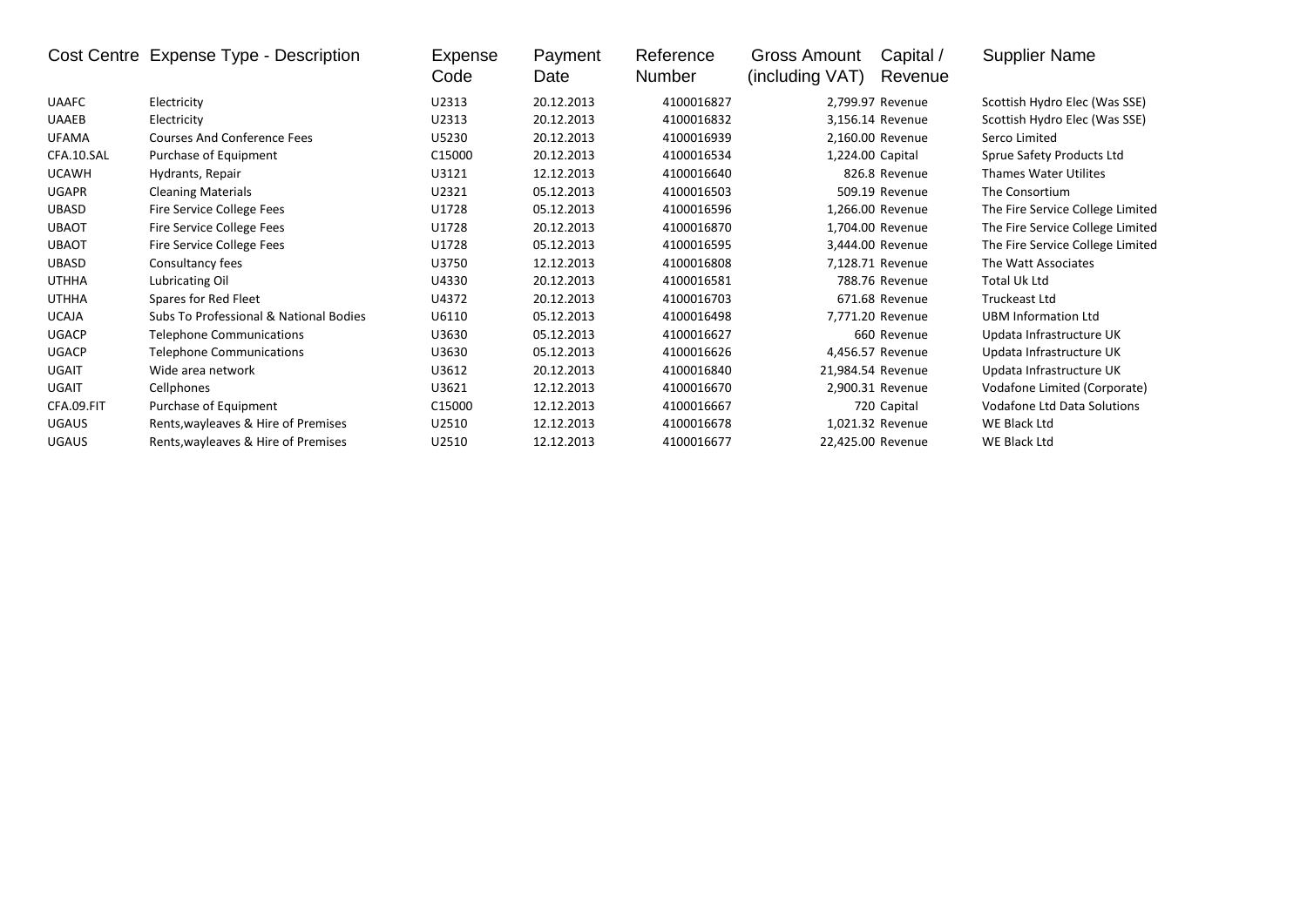| Cost Centre | Expense Type - Description | Expense Code | Payment Date | Reference Number | Gross Amount (including VAT) | Capital / Revenue | Supplier Name |
|---|---|---|---|---|---|---|---|
| UAAFC | Electricity | U2313 | 20.12.2013 | 4100016827 | 2,799.97 | Revenue | Scottish Hydro Elec (Was SSE) |
| UAAEB | Electricity | U2313 | 20.12.2013 | 4100016832 | 3,156.14 | Revenue | Scottish Hydro Elec (Was SSE) |
| UFAMA | Courses And Conference Fees | U5230 | 20.12.2013 | 4100016939 | 2,160.00 | Revenue | Serco Limited |
| CFA.10.SAL | Purchase of Equipment | C15000 | 20.12.2013 | 4100016534 | 1,224.00 | Capital | Sprue Safety Products Ltd |
| UCAWH | Hydrants, Repair | U3121 | 12.12.2013 | 4100016640 | 826.8 | Revenue | Thames Water Utilites |
| UGAPR | Cleaning Materials | U2321 | 05.12.2013 | 4100016503 | 509.19 | Revenue | The Consortium |
| UBASD | Fire Service College Fees | U1728 | 05.12.2013 | 4100016596 | 1,266.00 | Revenue | The Fire Service College Limited |
| UBAOT | Fire Service College Fees | U1728 | 20.12.2013 | 4100016870 | 1,704.00 | Revenue | The Fire Service College Limited |
| UBAOT | Fire Service College Fees | U1728 | 05.12.2013 | 4100016595 | 3,444.00 | Revenue | The Fire Service College Limited |
| UBASD | Consultancy fees | U3750 | 12.12.2013 | 4100016808 | 7,128.71 | Revenue | The Watt Associates |
| UTHHA | Lubricating Oil | U4330 | 20.12.2013 | 4100016581 | 788.76 | Revenue | Total Uk Ltd |
| UTHHA | Spares for Red Fleet | U4372 | 20.12.2013 | 4100016703 | 671.68 | Revenue | Truckeast Ltd |
| UCAJA | Subs To Professional & National Bodies | U6110 | 05.12.2013 | 4100016498 | 7,771.20 | Revenue | UBM Information Ltd |
| UGACP | Telephone Communications | U3630 | 05.12.2013 | 4100016627 | 660 | Revenue | Updata Infrastructure UK |
| UGACP | Telephone Communications | U3630 | 05.12.2013 | 4100016626 | 4,456.57 | Revenue | Updata Infrastructure UK |
| UGAIT | Wide area network | U3612 | 20.12.2013 | 4100016840 | 21,984.54 | Revenue | Updata Infrastructure UK |
| UGAIT | Cellphones | U3621 | 12.12.2013 | 4100016670 | 2,900.31 | Revenue | Vodafone Limited (Corporate) |
| CFA.09.FIT | Purchase of Equipment | C15000 | 12.12.2013 | 4100016667 | 720 | Capital | Vodafone Ltd Data Solutions |
| UGAUS | Rents,wayleaves & Hire of Premises | U2510 | 12.12.2013 | 4100016678 | 1,021.32 | Revenue | WE Black Ltd |
| UGAUS | Rents,wayleaves & Hire of Premises | U2510 | 12.12.2013 | 4100016677 | 22,425.00 | Revenue | WE Black Ltd |